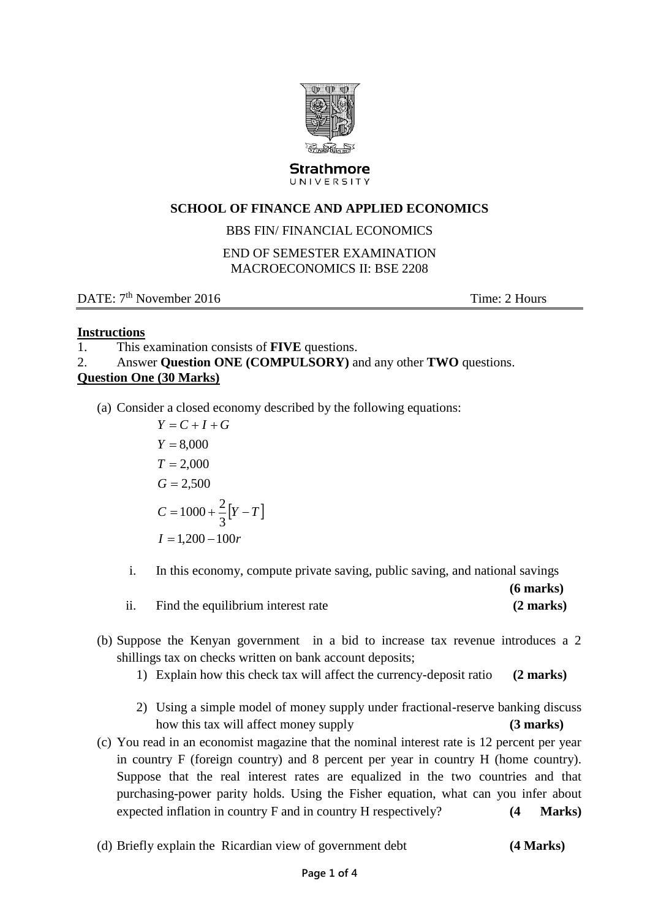Strathmore UNIVERSITY

## SCHOOL OF FINANCE AND APPLIED ECONOMICS

BBS FIN/ FINANCIAL ECONOMICS

END OF SEMESTER EXAMINATION
MACROECONOMICS II: BSE 2208

DATE: 7th November 2016 Time: 2 Hours

**Instructions**

1. This examination consists of **FIVE** questions.
2. Answer **Question ONE (COMPULSORY)** and any other **TWO** questions.

**Question One (30 Marks)**

(a) Consider a closed economy described by the following equations:

$$Y = C + I + G$$
$$Y = 8{,}000$$
$$T = 2{,}000$$
$$G = 2{,}500$$
$$C = 1000 + \frac{2}{3}\left[Y - T\right]$$
$$I = 1{,}200 - 100r$$

i. In this economy, compute private saving, public saving, and national savings **(6 marks)**

ii. Find the equilibrium interest rate **(2 marks)**

(b) Suppose the Kenyan government in a bid to increase tax revenue introduces a 2 shillings tax on checks written on bank account deposits;

1) Explain how this check tax will affect the currency-deposit ratio **(2 marks)**

2) Using a simple model of money supply under fractional-reserve banking discuss how this tax will affect money supply **(3 marks)**

(c) You read in an economist magazine that the nominal interest rate is 12 percent per year in country F (foreign country) and 8 percent per year in country H (home country). Suppose that the real interest rates are equalized in the two countries and that purchasing-power parity holds. Using the Fisher equation, what can you infer about expected inflation in country F and in country H respectively? **(4 Marks)**

(d) Briefly explain the Ricardian view of government debt **(4 Marks)**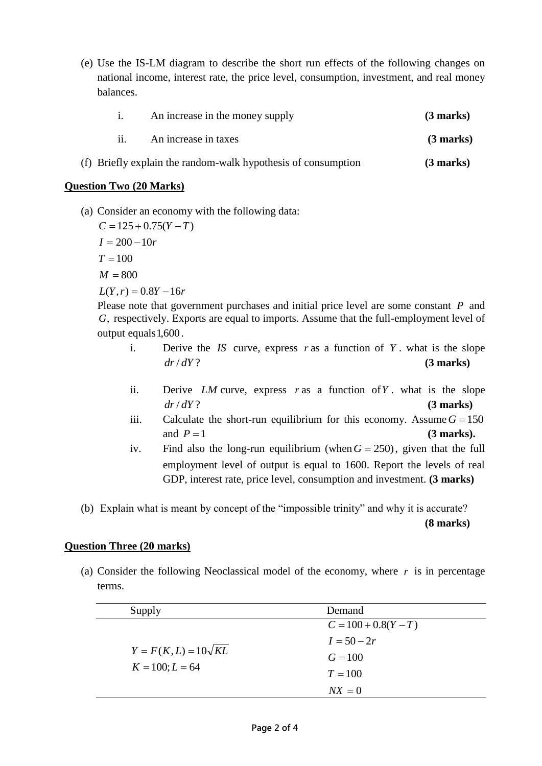(e) Use the IS-LM diagram to describe the short run effects of the following changes on national income, interest rate, the price level, consumption, investment, and real money balances.

   i. An increase in the money supply **(3 marks)**

   ii. An increase in taxes **(3 marks)**

(f) Briefly explain the random-walk hypothesis of consumption **(3 marks)**

## Question Two (20 Marks)

(a) Consider an economy with the following data:

$C = 125 + 0.75(Y - T)$

$I = 200 - 10r$

$T = 100$

$M = 800$

$L(Y, r) = 0.8Y - 16r$

Please note that government purchases and initial price level are some constant $P$ and $G$, respectively. Exports are equal to imports. Assume that the full-employment level of output equals 1,600.

   i. Derive the $IS$ curve, express $r$ as a function of $Y$. what is the slope $dr/dY$? **(3 marks)**

   ii. Derive $LM$ curve, express $r$ as a function of $Y$. what is the slope $dr/dY$? **(3 marks)**

   iii. Calculate the short-run equilibrium for this economy. Assume $G = 150$ and $P = 1$ **(3 marks).**

   iv. Find also the long-run equilibrium (when $G = 250$), given that the full employment level of output is equal to 1600. Report the levels of real GDP, interest rate, price level, consumption and investment. **(3 marks)**

(b) Explain what is meant by concept of the "impossible trinity" and why it is accurate? **(8 marks)**

## Question Three (20 marks)

(a) Consider the following Neoclassical model of the economy, where $r$ is in percentage terms.

| Supply | Demand |
|---|---|
| $Y = F(K, L) = 10\sqrt{KL}$ | $C = 100 + 0.8(Y - T)$ |
| $K = 100; L = 64$ | $I = 50 - 2r$ |
| | $G = 100$ |
| | $T = 100$ |
| | $NX = 0$ |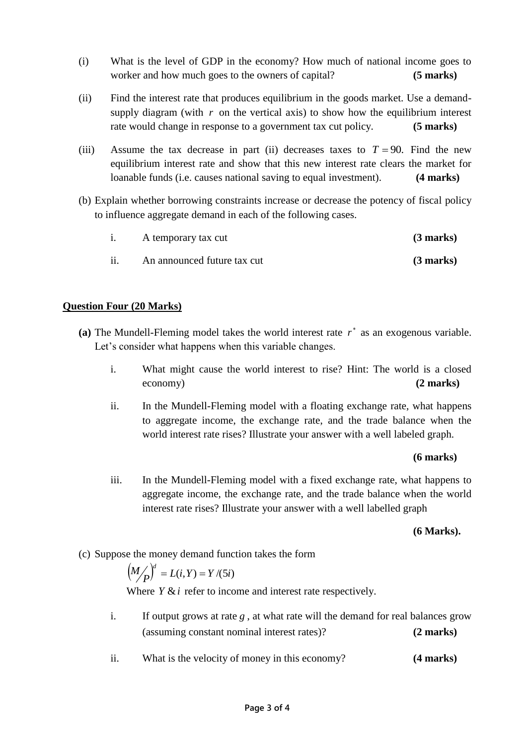(i) What is the level of GDP in the economy? How much of national income goes to worker and how much goes to the owners of capital? **(5 marks)**

(ii) Find the interest rate that produces equilibrium in the goods market. Use a demand-supply diagram (with $r$ on the vertical axis) to show how the equilibrium interest rate would change in response to a government tax cut policy. **(5 marks)**

(iii) Assume the tax decrease in part (ii) decreases taxes to $T = 90$. Find the new equilibrium interest rate and show that this new interest rate clears the market for loanable funds (i.e. causes national saving to equal investment). **(4 marks)**

(b) Explain whether borrowing constraints increase or decrease the potency of fiscal policy to influence aggregate demand in each of the following cases.

i. A temporary tax cut **(3 marks)**

ii. An announced future tax cut **(3 marks)**

## Question Four (20 Marks)

**(a)** The Mundell-Fleming model takes the world interest rate $r^*$ as an exogenous variable. Let's consider what happens when this variable changes.

i. What might cause the world interest to rise? Hint: The world is a closed economy) **(2 marks)**

ii. In the Mundell-Fleming model with a floating exchange rate, what happens to aggregate income, the exchange rate, and the trade balance when the world interest rate rises? Illustrate your answer with a well labeled graph.

**(6 marks)**

iii. In the Mundell-Fleming model with a fixed exchange rate, what happens to aggregate income, the exchange rate, and the trade balance when the world interest rate rises? Illustrate your answer with a well labelled graph

**(6 Marks).**

(c) Suppose the money demand function takes the form

$$\left(M/P\right)^d = L(i, Y) = Y/(5i)$$

Where $Y$ & $i$ refer to income and interest rate respectively.

i. If output grows at rate $g$, at what rate will the demand for real balances grow (assuming constant nominal interest rates)? **(2 marks)**

ii. What is the velocity of money in this economy? **(4 marks)**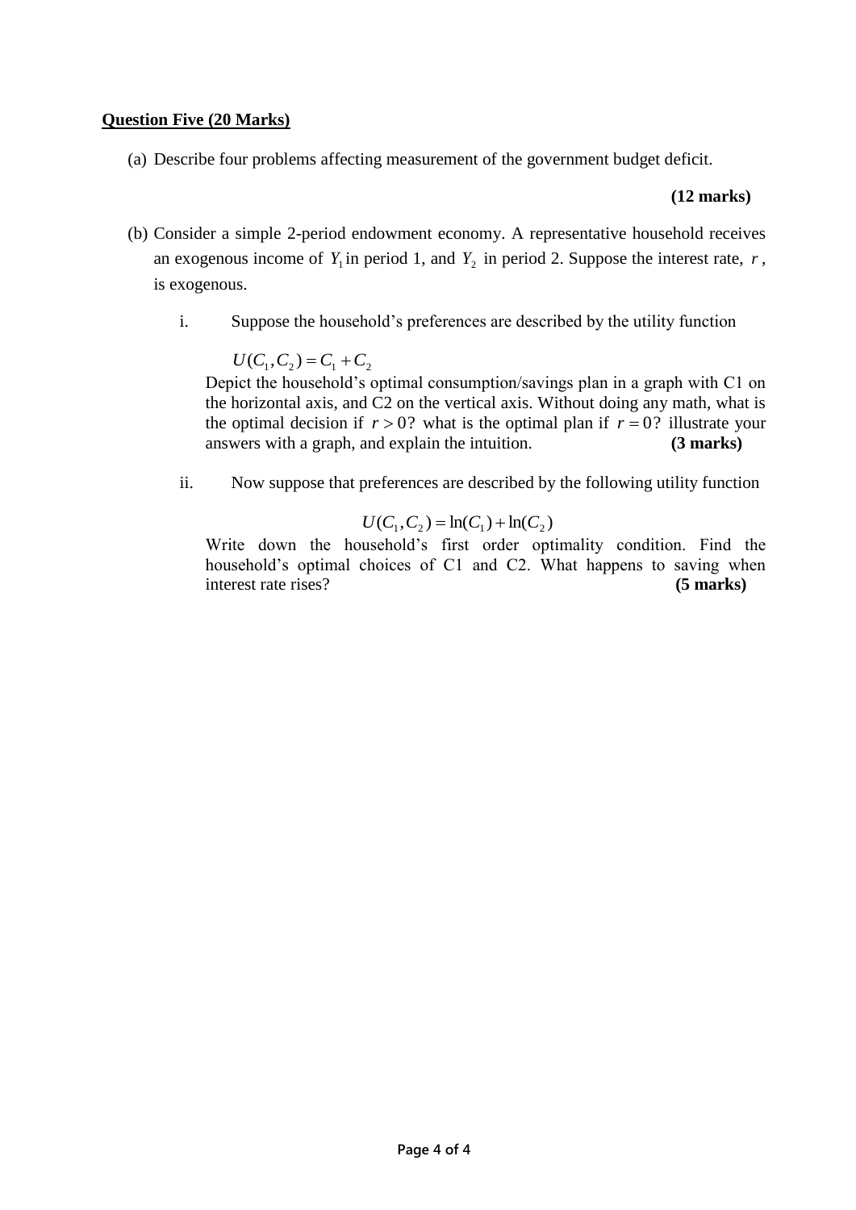**Question Five (20 Marks)**

(a) Describe four problems affecting measurement of the government budget deficit.

**(12 marks)**

(b) Consider a simple 2-period endowment economy. A representative household receives an exogenous income of $Y_1$ in period 1, and $Y_2$ in period 2. Suppose the interest rate, $r$, is exogenous.

i. Suppose the household's preferences are described by the utility function

$U(C_1, C_2) = C_1 + C_2$

Depict the household's optimal consumption/savings plan in a graph with C1 on the horizontal axis, and C2 on the vertical axis. Without doing any math, what is the optimal decision if $r > 0$? what is the optimal plan if $r = 0$? illustrate your answers with a graph, and explain the intuition. **(3 marks)**

ii. Now suppose that preferences are described by the following utility function

$$U(C_1, C_2) = \ln(C_1) + \ln(C_2)$$

Write down the household's first order optimality condition. Find the household's optimal choices of C1 and C2. What happens to saving when interest rate rises? **(5 marks)**